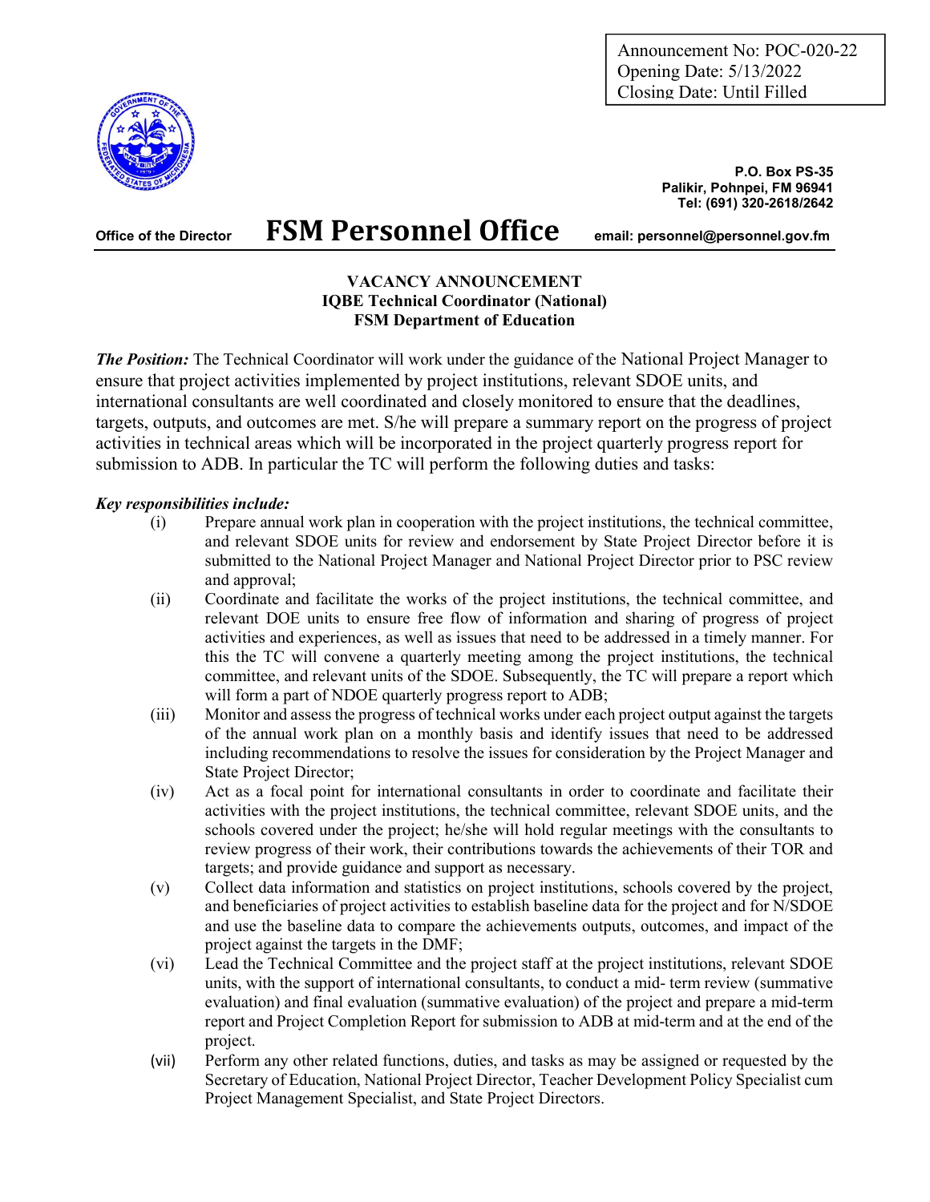Announcement No: POC-020-22
Opening Date: 5/13/2022
Closing Date: Until Filled

P.O. Box PS-35
Palikir, Pohnpei, FM 96941
Tel: (691) 320-2618/2642

Office of the Director

# FSM Personnel Office

email: personnel@personnel.gov.fm

## VACANCY ANNOUNCEMENT
## IQBE Technical Coordinator (National)
## FSM Department of Education

***The Position:*** The Technical Coordinator will work under the guidance of the National Project Manager to ensure that project activities implemented by project institutions, relevant SDOE units, and international consultants are well coordinated and closely monitored to ensure that the deadlines, targets, outputs, and outcomes are met. S/he will prepare a summary report on the progress of project activities in technical areas which will be incorporated in the project quarterly progress report for submission to ADB. In particular the TC will perform the following duties and tasks:

***Key responsibilities include:***

(i) Prepare annual work plan in cooperation with the project institutions, the technical committee, and relevant SDOE units for review and endorsement by State Project Director before it is submitted to the National Project Manager and National Project Director prior to PSC review and approval;

(ii) Coordinate and facilitate the works of the project institutions, the technical committee, and relevant DOE units to ensure free flow of information and sharing of progress of project activities and experiences, as well as issues that need to be addressed in a timely manner. For this the TC will convene a quarterly meeting among the project institutions, the technical committee, and relevant units of the SDOE. Subsequently, the TC will prepare a report which will form a part of NDOE quarterly progress report to ADB;

(iii) Monitor and assess the progress of technical works under each project output against the targets of the annual work plan on a monthly basis and identify issues that need to be addressed including recommendations to resolve the issues for consideration by the Project Manager and State Project Director;

(iv) Act as a focal point for international consultants in order to coordinate and facilitate their activities with the project institutions, the technical committee, relevant SDOE units, and the schools covered under the project; he/she will hold regular meetings with the consultants to review progress of their work, their contributions towards the achievements of their TOR and targets; and provide guidance and support as necessary.

(v) Collect data information and statistics on project institutions, schools covered by the project, and beneficiaries of project activities to establish baseline data for the project and for N/SDOE and use the baseline data to compare the achievements outputs, outcomes, and impact of the project against the targets in the DMF;

(vi) Lead the Technical Committee and the project staff at the project institutions, relevant SDOE units, with the support of international consultants, to conduct a mid- term review (summative evaluation) and final evaluation (summative evaluation) of the project and prepare a mid-term report and Project Completion Report for submission to ADB at mid-term and at the end of the project.

(vii) Perform any other related functions, duties, and tasks as may be assigned or requested by the Secretary of Education, National Project Director, Teacher Development Policy Specialist cum Project Management Specialist, and State Project Directors.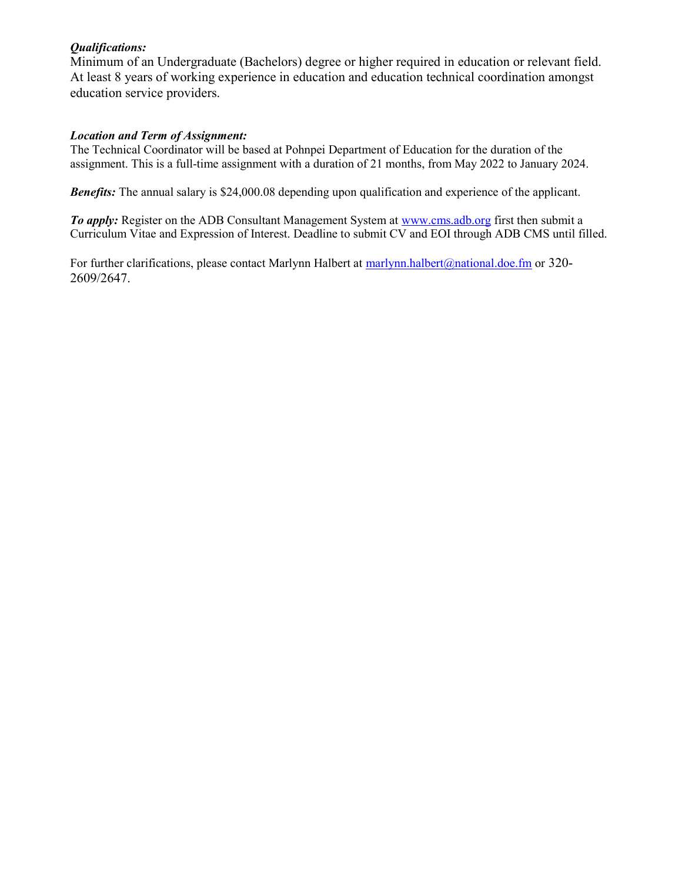***Qualifications:***

Minimum of an Undergraduate (Bachelors) degree or higher required in education or relevant field. At least 8 years of working experience in education and education technical coordination amongst education service providers.

***Location and Term of Assignment:***

The Technical Coordinator will be based at Pohnpei Department of Education for the duration of the assignment. This is a full-time assignment with a duration of 21 months, from May 2022 to January 2024.

***Benefits:*** The annual salary is $24,000.08 depending upon qualification and experience of the applicant.

***To apply:*** Register on the ADB Consultant Management System at www.cms.adb.org first then submit a Curriculum Vitae and Expression of Interest. Deadline to submit CV and EOI through ADB CMS until filled.

For further clarifications, please contact Marlynn Halbert at marlynn.halbert@national.doe.fm or 320-2609/2647.